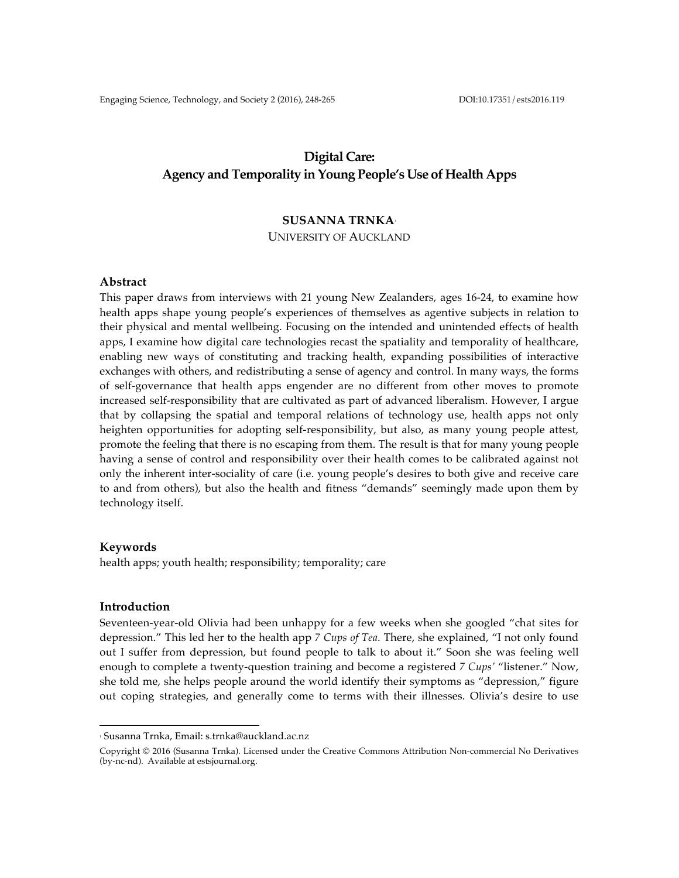# Digital Care: Agency and Temporality in Young People's Use of Health Apps

**SUSANNA TRNKA**[1]
UNIVERSITY OF AUCKLAND

## Abstract

This paper draws from interviews with 21 young New Zealanders, ages 16-24, to examine how health apps shape young people's experiences of themselves as agentive subjects in relation to their physical and mental wellbeing. Focusing on the intended and unintended effects of health apps, I examine how digital care technologies recast the spatiality and temporality of healthcare, enabling new ways of constituting and tracking health, expanding possibilities of interactive exchanges with others, and redistributing a sense of agency and control. In many ways, the forms of self-governance that health apps engender are no different from other moves to promote increased self-responsibility that are cultivated as part of advanced liberalism. However, I argue that by collapsing the spatial and temporal relations of technology use, health apps not only heighten opportunities for adopting self-responsibility, but also, as many young people attest, promote the feeling that there is no escaping from them. The result is that for many young people having a sense of control and responsibility over their health comes to be calibrated against not only the inherent inter-sociality of care (i.e. young people's desires to both give and receive care to and from others), but also the health and fitness "demands" seemingly made upon them by technology itself.

## Keywords

health apps; youth health; responsibility; temporality; care

## Introduction

Seventeen-year-old Olivia had been unhappy for a few weeks when she googled "chat sites for depression." This led her to the health app *7 Cups of Tea*. There, she explained, "I not only found out I suffer from depression, but found people to talk to about it." Soon she was feeling well enough to complete a twenty-question training and become a registered *7 Cups'* "listener." Now, she told me, she helps people around the world identify their symptoms as "depression," figure out coping strategies, and generally come to terms with their illnesses. Olivia's desire to use

---

[1] Susanna Trnka, Email: s.trnka@auckland.ac.nz

Copyright © 2016 (Susanna Trnka). Licensed under the Creative Commons Attribution Non-commercial No Derivatives (by-nc-nd). Available at estsjournal.org.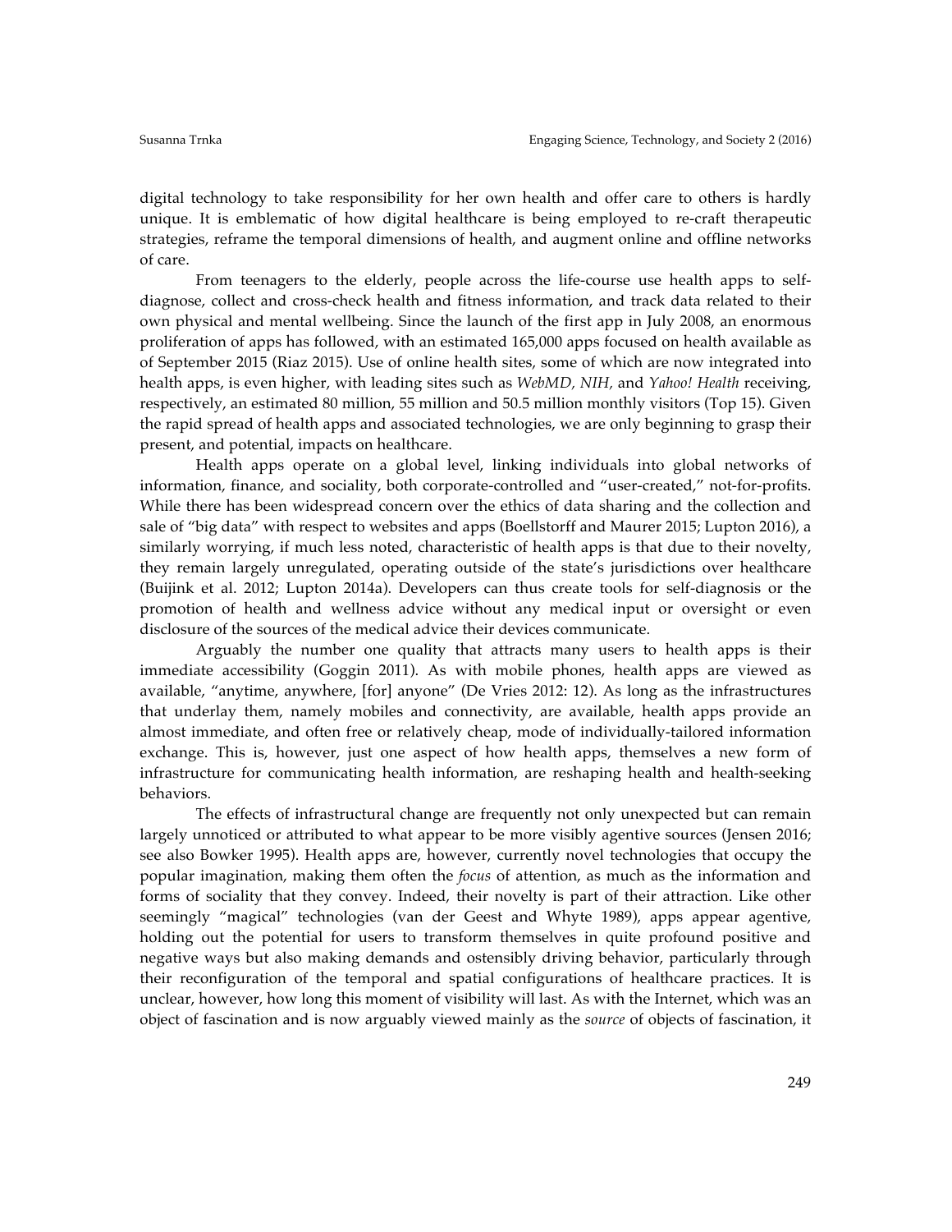digital technology to take responsibility for her own health and offer care to others is hardly unique. It is emblematic of how digital healthcare is being employed to re-craft therapeutic strategies, reframe the temporal dimensions of health, and augment online and offline networks of care.

From teenagers to the elderly, people across the life-course use health apps to self-diagnose, collect and cross-check health and fitness information, and track data related to their own physical and mental wellbeing. Since the launch of the first app in July 2008, an enormous proliferation of apps has followed, with an estimated 165,000 apps focused on health available as of September 2015 (Riaz 2015). Use of online health sites, some of which are now integrated into health apps, is even higher, with leading sites such as *WebMD, NIH,* and *Yahoo! Health* receiving, respectively, an estimated 80 million, 55 million and 50.5 million monthly visitors (Top 15). Given the rapid spread of health apps and associated technologies, we are only beginning to grasp their present, and potential, impacts on healthcare.

Health apps operate on a global level, linking individuals into global networks of information, finance, and sociality, both corporate-controlled and "user-created," not-for-profits. While there has been widespread concern over the ethics of data sharing and the collection and sale of "big data" with respect to websites and apps (Boellstorff and Maurer 2015; Lupton 2016), a similarly worrying, if much less noted, characteristic of health apps is that due to their novelty, they remain largely unregulated, operating outside of the state's jurisdictions over healthcare (Buijink et al. 2012; Lupton 2014a). Developers can thus create tools for self-diagnosis or the promotion of health and wellness advice without any medical input or oversight or even disclosure of the sources of the medical advice their devices communicate.

Arguably the number one quality that attracts many users to health apps is their immediate accessibility (Goggin 2011). As with mobile phones, health apps are viewed as available, "anytime, anywhere, [for] anyone" (De Vries 2012: 12). As long as the infrastructures that underlay them, namely mobiles and connectivity, are available, health apps provide an almost immediate, and often free or relatively cheap, mode of individually-tailored information exchange. This is, however, just one aspect of how health apps, themselves a new form of infrastructure for communicating health information, are reshaping health and health-seeking behaviors.

The effects of infrastructural change are frequently not only unexpected but can remain largely unnoticed or attributed to what appear to be more visibly agentive sources (Jensen 2016; see also Bowker 1995). Health apps are, however, currently novel technologies that occupy the popular imagination, making them often the *focus* of attention, as much as the information and forms of sociality that they convey. Indeed, their novelty is part of their attraction. Like other seemingly "magical" technologies (van der Geest and Whyte 1989), apps appear agentive, holding out the potential for users to transform themselves in quite profound positive and negative ways but also making demands and ostensibly driving behavior, particularly through their reconfiguration of the temporal and spatial configurations of healthcare practices. It is unclear, however, how long this moment of visibility will last. As with the Internet, which was an object of fascination and is now arguably viewed mainly as the *source* of objects of fascination, it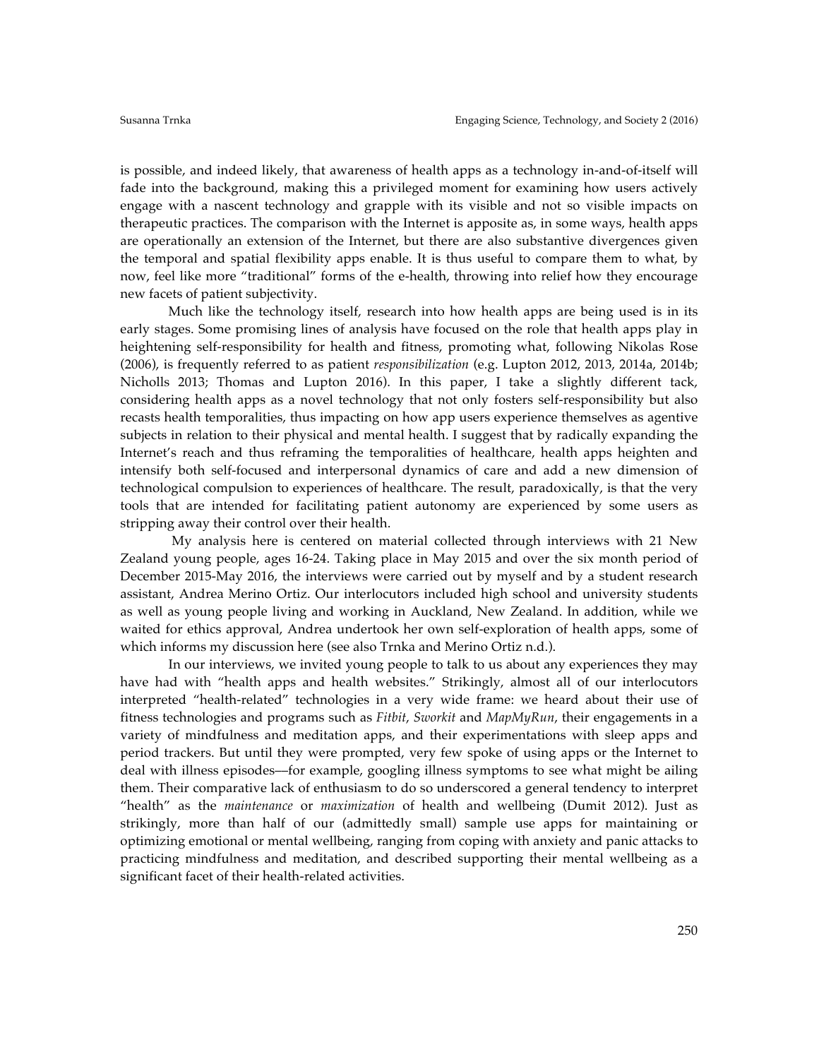is possible, and indeed likely, that awareness of health apps as a technology in-and-of-itself will fade into the background, making this a privileged moment for examining how users actively engage with a nascent technology and grapple with its visible and not so visible impacts on therapeutic practices. The comparison with the Internet is apposite as, in some ways, health apps are operationally an extension of the Internet, but there are also substantive divergences given the temporal and spatial flexibility apps enable. It is thus useful to compare them to what, by now, feel like more "traditional" forms of the e-health, throwing into relief how they encourage new facets of patient subjectivity.

Much like the technology itself, research into how health apps are being used is in its early stages. Some promising lines of analysis have focused on the role that health apps play in heightening self-responsibility for health and fitness, promoting what, following Nikolas Rose (2006), is frequently referred to as patient *responsibilization* (e.g. Lupton 2012, 2013, 2014a, 2014b; Nicholls 2013; Thomas and Lupton 2016). In this paper, I take a slightly different tack, considering health apps as a novel technology that not only fosters self-responsibility but also recasts health temporalities, thus impacting on how app users experience themselves as agentive subjects in relation to their physical and mental health. I suggest that by radically expanding the Internet's reach and thus reframing the temporalities of healthcare, health apps heighten and intensify both self-focused and interpersonal dynamics of care and add a new dimension of technological compulsion to experiences of healthcare. The result, paradoxically, is that the very tools that are intended for facilitating patient autonomy are experienced by some users as stripping away their control over their health.

My analysis here is centered on material collected through interviews with 21 New Zealand young people, ages 16-24. Taking place in May 2015 and over the six month period of December 2015-May 2016, the interviews were carried out by myself and by a student research assistant, Andrea Merino Ortiz. Our interlocutors included high school and university students as well as young people living and working in Auckland, New Zealand. In addition, while we waited for ethics approval, Andrea undertook her own self-exploration of health apps, some of which informs my discussion here (see also Trnka and Merino Ortiz n.d.).

In our interviews, we invited young people to talk to us about any experiences they may have had with "health apps and health websites." Strikingly, almost all of our interlocutors interpreted "health-related" technologies in a very wide frame: we heard about their use of fitness technologies and programs such as *Fitbit*, *Sworkit* and *MapMyRun*, their engagements in a variety of mindfulness and meditation apps, and their experimentations with sleep apps and period trackers. But until they were prompted, very few spoke of using apps or the Internet to deal with illness episodes—for example, googling illness symptoms to see what might be ailing them. Their comparative lack of enthusiasm to do so underscored a general tendency to interpret "health" as the *maintenance* or *maximization* of health and wellbeing (Dumit 2012). Just as strikingly, more than half of our (admittedly small) sample use apps for maintaining or optimizing emotional or mental wellbeing, ranging from coping with anxiety and panic attacks to practicing mindfulness and meditation, and described supporting their mental wellbeing as a significant facet of their health-related activities.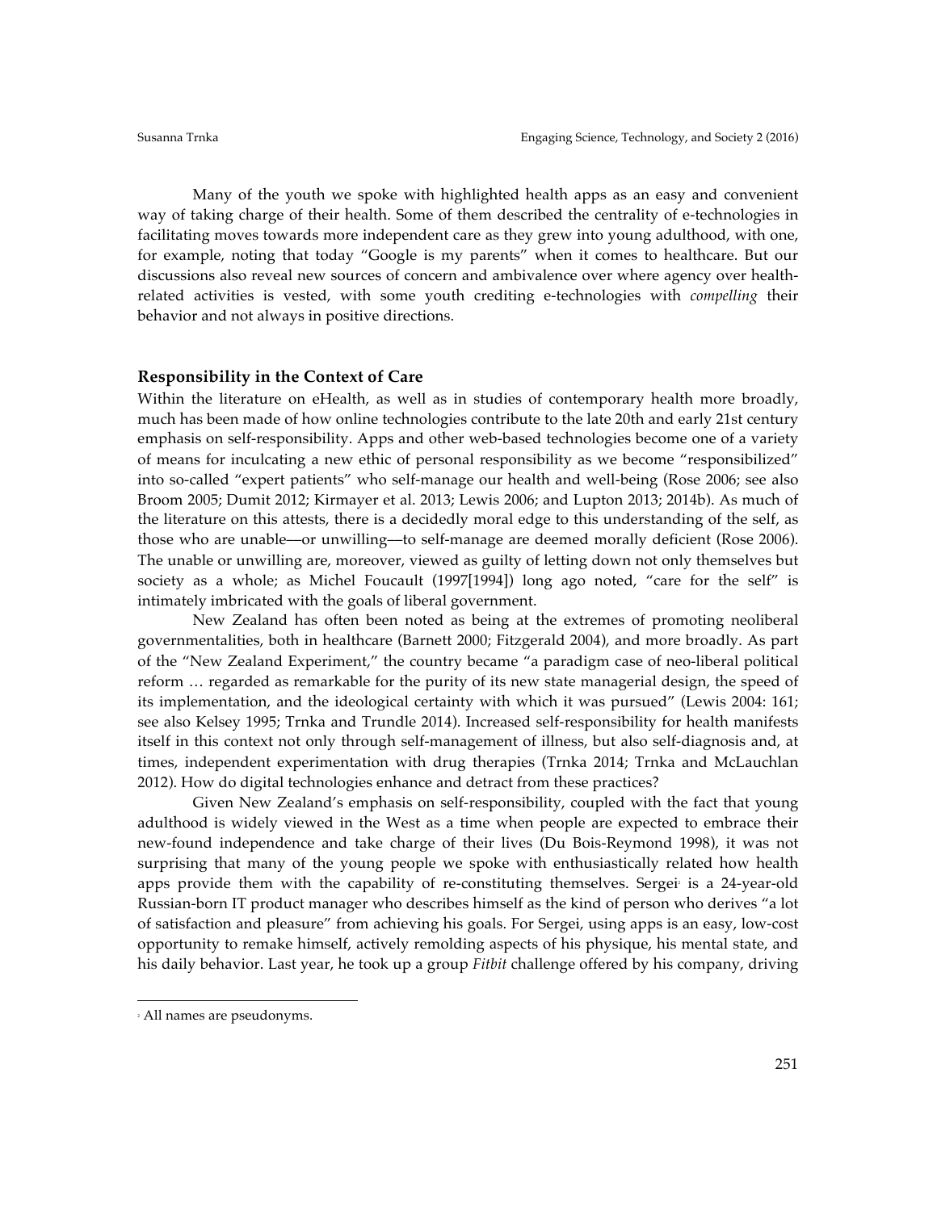Many of the youth we spoke with highlighted health apps as an easy and convenient way of taking charge of their health. Some of them described the centrality of e-technologies in facilitating moves towards more independent care as they grew into young adulthood, with one, for example, noting that today "Google is my parents" when it comes to healthcare. But our discussions also reveal new sources of concern and ambivalence over where agency over health-related activities is vested, with some youth crediting e-technologies with *compelling* their behavior and not always in positive directions.

## Responsibility in the Context of Care

Within the literature on eHealth, as well as in studies of contemporary health more broadly, much has been made of how online technologies contribute to the late 20th and early 21st century emphasis on self-responsibility. Apps and other web-based technologies become one of a variety of means for inculcating a new ethic of personal responsibility as we become "responsibilized" into so-called "expert patients" who self-manage our health and well-being (Rose 2006; see also Broom 2005; Dumit 2012; Kirmayer et al. 2013; Lewis 2006; and Lupton 2013; 2014b). As much of the literature on this attests, there is a decidedly moral edge to this understanding of the self, as those who are unable—or unwilling—to self-manage are deemed morally deficient (Rose 2006). The unable or unwilling are, moreover, viewed as guilty of letting down not only themselves but society as a whole; as Michel Foucault (1997[1994]) long ago noted, "care for the self" is intimately imbricated with the goals of liberal government.

New Zealand has often been noted as being at the extremes of promoting neoliberal governmentalities, both in healthcare (Barnett 2000; Fitzgerald 2004), and more broadly. As part of the "New Zealand Experiment," the country became "a paradigm case of neo-liberal political reform … regarded as remarkable for the purity of its new state managerial design, the speed of its implementation, and the ideological certainty with which it was pursued" (Lewis 2004: 161; see also Kelsey 1995; Trnka and Trundle 2014). Increased self-responsibility for health manifests itself in this context not only through self-management of illness, but also self-diagnosis and, at times, independent experimentation with drug therapies (Trnka 2014; Trnka and McLauchlan 2012). How do digital technologies enhance and detract from these practices?

Given New Zealand's emphasis on self-responsibility, coupled with the fact that young adulthood is widely viewed in the West as a time when people are expected to embrace their new-found independence and take charge of their lives (Du Bois-Reymond 1998), it was not surprising that many of the young people we spoke with enthusiastically related how health apps provide them with the capability of re-constituting themselves. Sergei[2] is a 24-year-old Russian-born IT product manager who describes himself as the kind of person who derives "a lot of satisfaction and pleasure" from achieving his goals. For Sergei, using apps is an easy, low-cost opportunity to remake himself, actively remolding aspects of his physique, his mental state, and his daily behavior. Last year, he took up a group *Fitbit* challenge offered by his company, driving

[2] All names are pseudonyms.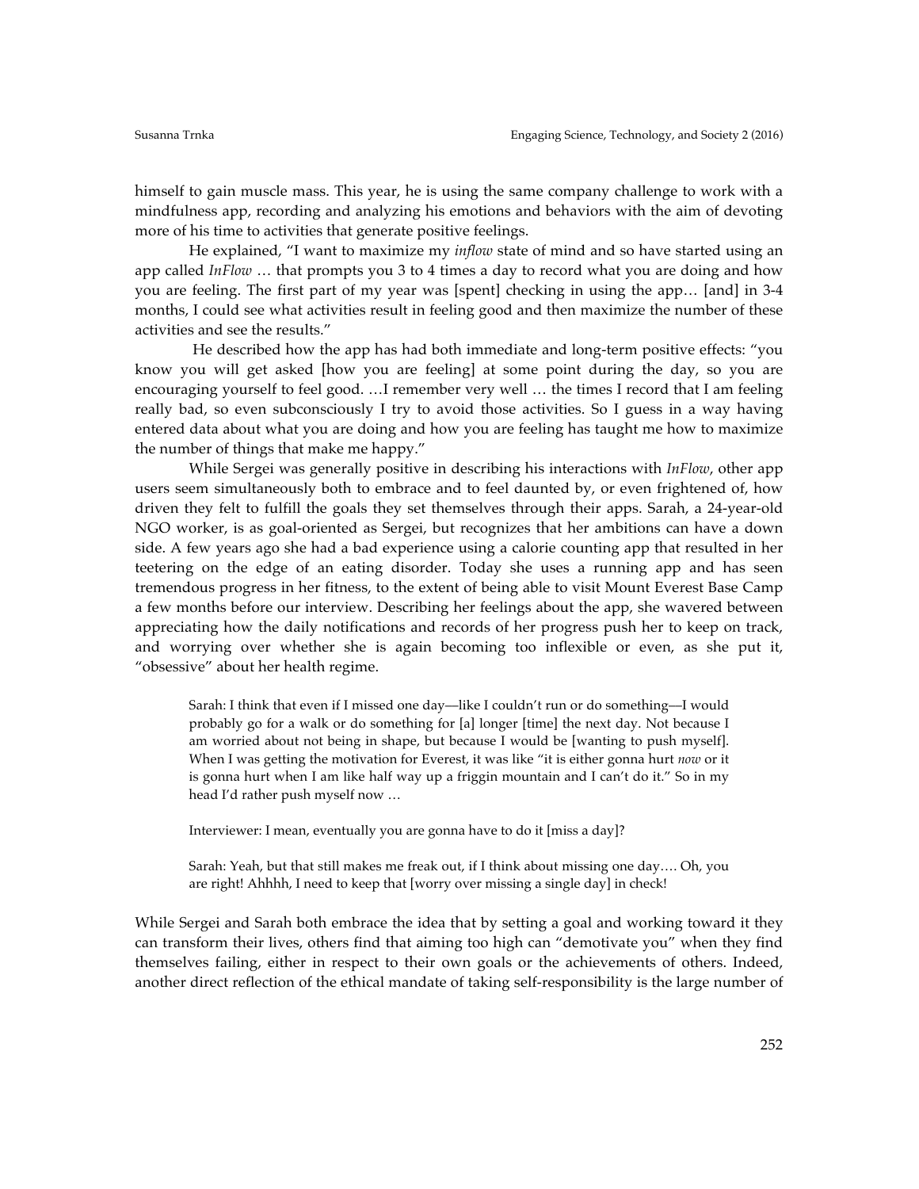himself to gain muscle mass. This year, he is using the same company challenge to work with a mindfulness app, recording and analyzing his emotions and behaviors with the aim of devoting more of his time to activities that generate positive feelings.

He explained, "I want to maximize my *inflow* state of mind and so have started using an app called *InFlow* … that prompts you 3 to 4 times a day to record what you are doing and how you are feeling. The first part of my year was [spent] checking in using the app… [and] in 3-4 months, I could see what activities result in feeling good and then maximize the number of these activities and see the results."

He described how the app has had both immediate and long-term positive effects: "you know you will get asked [how you are feeling] at some point during the day, so you are encouraging yourself to feel good. …I remember very well … the times I record that I am feeling really bad, so even subconsciously I try to avoid those activities. So I guess in a way having entered data about what you are doing and how you are feeling has taught me how to maximize the number of things that make me happy."

While Sergei was generally positive in describing his interactions with *InFlow*, other app users seem simultaneously both to embrace and to feel daunted by, or even frightened of, how driven they felt to fulfill the goals they set themselves through their apps. Sarah, a 24-year-old NGO worker, is as goal-oriented as Sergei, but recognizes that her ambitions can have a down side. A few years ago she had a bad experience using a calorie counting app that resulted in her teetering on the edge of an eating disorder. Today she uses a running app and has seen tremendous progress in her fitness, to the extent of being able to visit Mount Everest Base Camp a few months before our interview. Describing her feelings about the app, she wavered between appreciating how the daily notifications and records of her progress push her to keep on track, and worrying over whether she is again becoming too inflexible or even, as she put it, "obsessive" about her health regime.

> Sarah: I think that even if I missed one day—like I couldn't run or do something—I would probably go for a walk or do something for [a] longer [time] the next day. Not because I am worried about not being in shape, but because I would be [wanting to push myself]. When I was getting the motivation for Everest, it was like "it is either gonna hurt *now* or it is gonna hurt when I am like half way up a friggin mountain and I can't do it." So in my head I'd rather push myself now …
>
> Interviewer: I mean, eventually you are gonna have to do it [miss a day]?
>
> Sarah: Yeah, but that still makes me freak out, if I think about missing one day…. Oh, you are right! Ahhhh, I need to keep that [worry over missing a single day] in check!

While Sergei and Sarah both embrace the idea that by setting a goal and working toward it they can transform their lives, others find that aiming too high can "demotivate you" when they find themselves failing, either in respect to their own goals or the achievements of others. Indeed, another direct reflection of the ethical mandate of taking self-responsibility is the large number of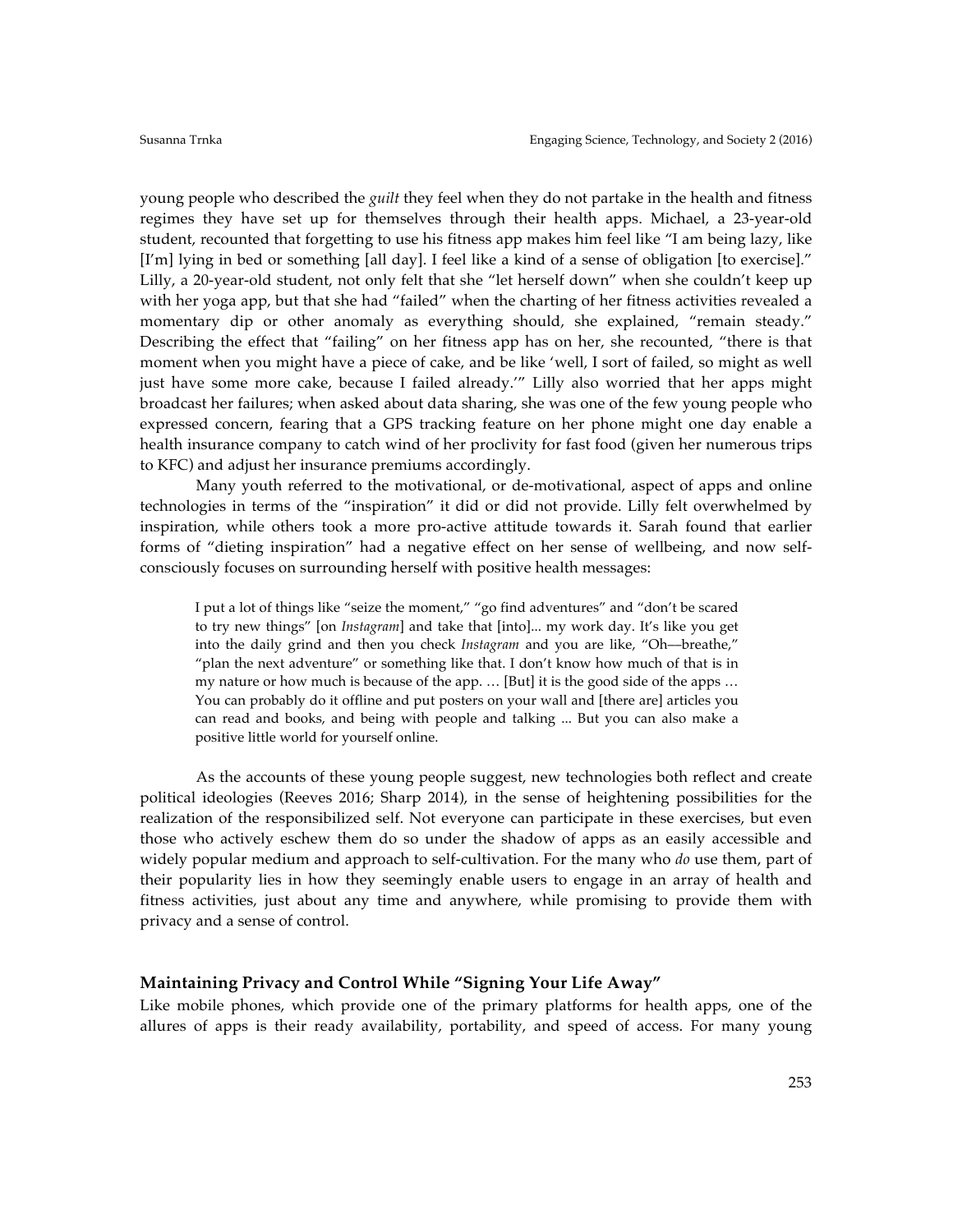young people who described the *guilt* they feel when they do not partake in the health and fitness regimes they have set up for themselves through their health apps. Michael, a 23-year-old student, recounted that forgetting to use his fitness app makes him feel like "I am being lazy, like [I'm] lying in bed or something [all day]. I feel like a kind of a sense of obligation [to exercise]." Lilly, a 20-year-old student, not only felt that she "let herself down" when she couldn't keep up with her yoga app, but that she had "failed" when the charting of her fitness activities revealed a momentary dip or other anomaly as everything should, she explained, "remain steady." Describing the effect that "failing" on her fitness app has on her, she recounted, "there is that moment when you might have a piece of cake, and be like 'well, I sort of failed, so might as well just have some more cake, because I failed already.'" Lilly also worried that her apps might broadcast her failures; when asked about data sharing, she was one of the few young people who expressed concern, fearing that a GPS tracking feature on her phone might one day enable a health insurance company to catch wind of her proclivity for fast food (given her numerous trips to KFC) and adjust her insurance premiums accordingly.

Many youth referred to the motivational, or de-motivational, aspect of apps and online technologies in terms of the "inspiration" it did or did not provide. Lilly felt overwhelmed by inspiration, while others took a more pro-active attitude towards it. Sarah found that earlier forms of "dieting inspiration" had a negative effect on her sense of wellbeing, and now self-consciously focuses on surrounding herself with positive health messages:

> I put a lot of things like "seize the moment," "go find adventures" and "don't be scared to try new things" [on *Instagram*] and take that [into]... my work day. It's like you get into the daily grind and then you check *Instagram* and you are like, "Oh—breathe," "plan the next adventure" or something like that. I don't know how much of that is in my nature or how much is because of the app. … [But] it is the good side of the apps … You can probably do it offline and put posters on your wall and [there are] articles you can read and books, and being with people and talking ... But you can also make a positive little world for yourself online.

As the accounts of these young people suggest, new technologies both reflect and create political ideologies (Reeves 2016; Sharp 2014), in the sense of heightening possibilities for the realization of the responsibilized self. Not everyone can participate in these exercises, but even those who actively eschew them do so under the shadow of apps as an easily accessible and widely popular medium and approach to self-cultivation. For the many who *do* use them, part of their popularity lies in how they seemingly enable users to engage in an array of health and fitness activities, just about any time and anywhere, while promising to provide them with privacy and a sense of control.

## Maintaining Privacy and Control While "Signing Your Life Away"

Like mobile phones, which provide one of the primary platforms for health apps, one of the allures of apps is their ready availability, portability, and speed of access. For many young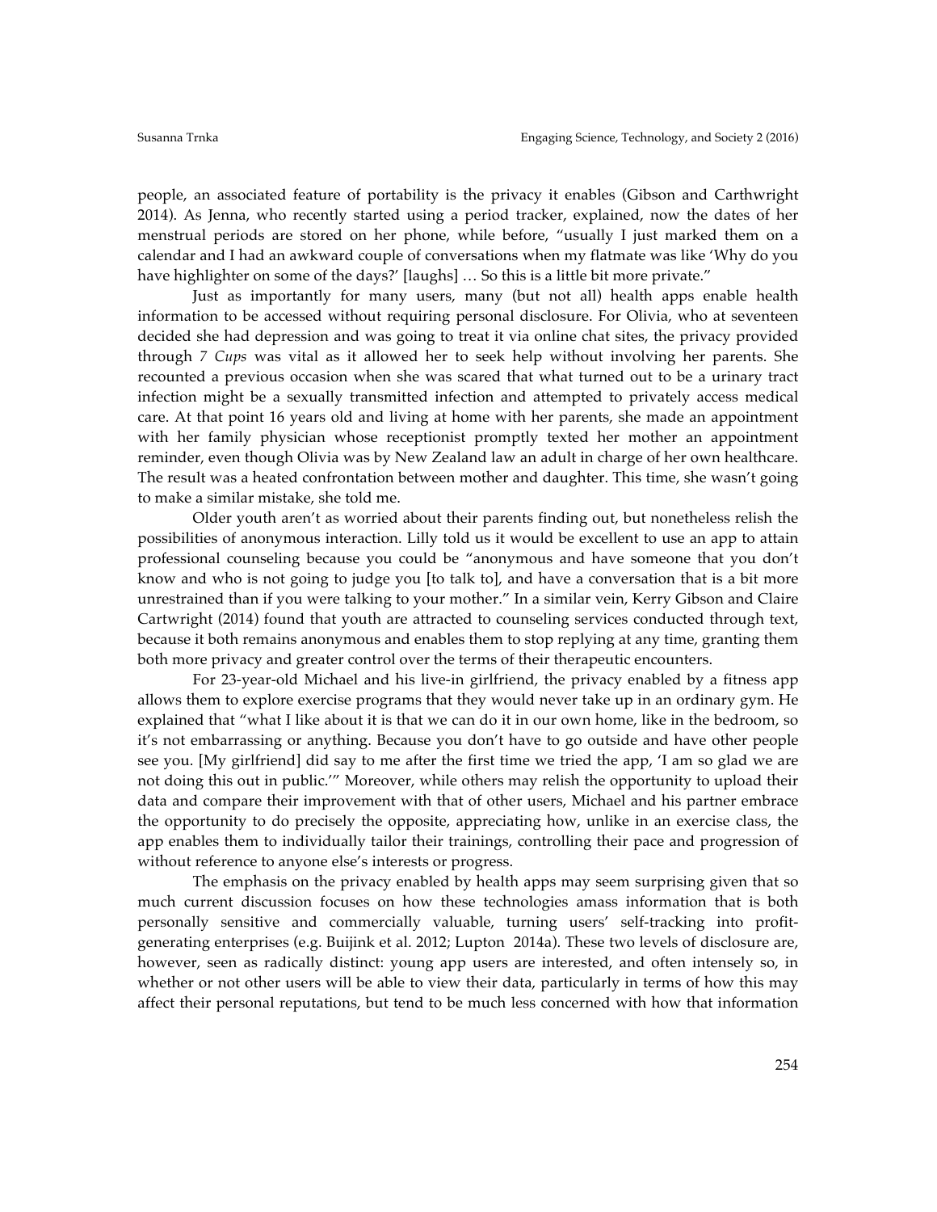people, an associated feature of portability is the privacy it enables (Gibson and Carthwright 2014). As Jenna, who recently started using a period tracker, explained, now the dates of her menstrual periods are stored on her phone, while before, "usually I just marked them on a calendar and I had an awkward couple of conversations when my flatmate was like 'Why do you have highlighter on some of the days?' [laughs] … So this is a little bit more private."

Just as importantly for many users, many (but not all) health apps enable health information to be accessed without requiring personal disclosure. For Olivia, who at seventeen decided she had depression and was going to treat it via online chat sites, the privacy provided through *7 Cups* was vital as it allowed her to seek help without involving her parents. She recounted a previous occasion when she was scared that what turned out to be a urinary tract infection might be a sexually transmitted infection and attempted to privately access medical care. At that point 16 years old and living at home with her parents, she made an appointment with her family physician whose receptionist promptly texted her mother an appointment reminder, even though Olivia was by New Zealand law an adult in charge of her own healthcare. The result was a heated confrontation between mother and daughter. This time, she wasn't going to make a similar mistake, she told me.

Older youth aren't as worried about their parents finding out, but nonetheless relish the possibilities of anonymous interaction. Lilly told us it would be excellent to use an app to attain professional counseling because you could be "anonymous and have someone that you don't know and who is not going to judge you [to talk to], and have a conversation that is a bit more unrestrained than if you were talking to your mother." In a similar vein, Kerry Gibson and Claire Cartwright (2014) found that youth are attracted to counseling services conducted through text, because it both remains anonymous and enables them to stop replying at any time, granting them both more privacy and greater control over the terms of their therapeutic encounters.

For 23-year-old Michael and his live-in girlfriend, the privacy enabled by a fitness app allows them to explore exercise programs that they would never take up in an ordinary gym. He explained that "what I like about it is that we can do it in our own home, like in the bedroom, so it's not embarrassing or anything. Because you don't have to go outside and have other people see you. [My girlfriend] did say to me after the first time we tried the app, 'I am so glad we are not doing this out in public.'" Moreover, while others may relish the opportunity to upload their data and compare their improvement with that of other users, Michael and his partner embrace the opportunity to do precisely the opposite, appreciating how, unlike in an exercise class, the app enables them to individually tailor their trainings, controlling their pace and progression of without reference to anyone else's interests or progress.

The emphasis on the privacy enabled by health apps may seem surprising given that so much current discussion focuses on how these technologies amass information that is both personally sensitive and commercially valuable, turning users' self-tracking into profit-generating enterprises (e.g. Buijink et al. 2012; Lupton 2014a). These two levels of disclosure are, however, seen as radically distinct: young app users are interested, and often intensely so, in whether or not other users will be able to view their data, particularly in terms of how this may affect their personal reputations, but tend to be much less concerned with how that information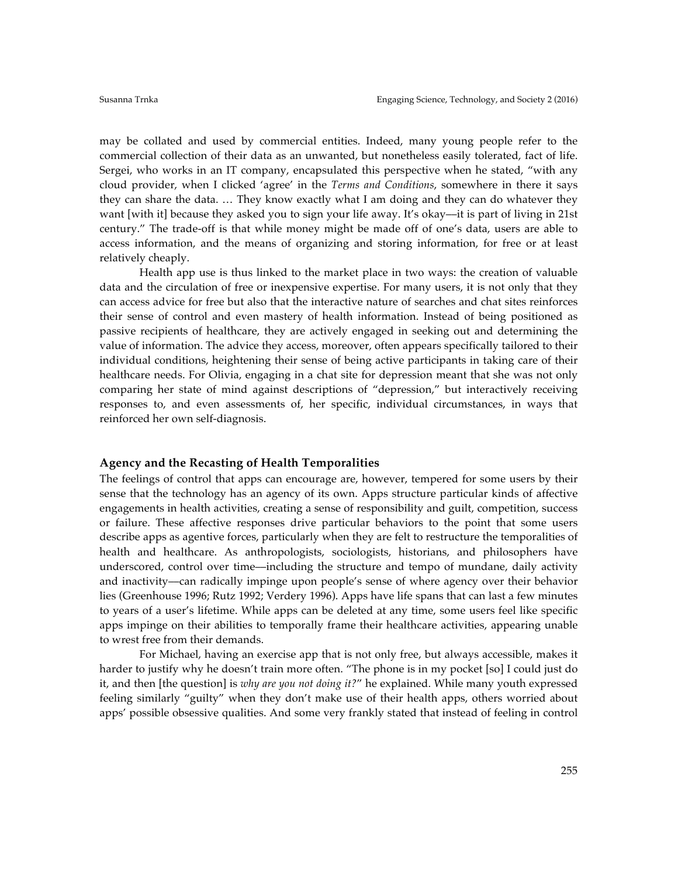may be collated and used by commercial entities. Indeed, many young people refer to the commercial collection of their data as an unwanted, but nonetheless easily tolerated, fact of life. Sergei, who works in an IT company, encapsulated this perspective when he stated, "with any cloud provider, when I clicked 'agree' in the *Terms and Conditions*, somewhere in there it says they can share the data. … They know exactly what I am doing and they can do whatever they want [with it] because they asked you to sign your life away. It's okay—it is part of living in 21st century." The trade-off is that while money might be made off of one's data, users are able to access information, and the means of organizing and storing information, for free or at least relatively cheaply.

Health app use is thus linked to the market place in two ways: the creation of valuable data and the circulation of free or inexpensive expertise. For many users, it is not only that they can access advice for free but also that the interactive nature of searches and chat sites reinforces their sense of control and even mastery of health information. Instead of being positioned as passive recipients of healthcare, they are actively engaged in seeking out and determining the value of information. The advice they access, moreover, often appears specifically tailored to their individual conditions, heightening their sense of being active participants in taking care of their healthcare needs. For Olivia, engaging in a chat site for depression meant that she was not only comparing her state of mind against descriptions of "depression," but interactively receiving responses to, and even assessments of, her specific, individual circumstances, in ways that reinforced her own self-diagnosis.

## Agency and the Recasting of Health Temporalities

The feelings of control that apps can encourage are, however, tempered for some users by their sense that the technology has an agency of its own. Apps structure particular kinds of affective engagements in health activities, creating a sense of responsibility and guilt, competition, success or failure. These affective responses drive particular behaviors to the point that some users describe apps as agentive forces, particularly when they are felt to restructure the temporalities of health and healthcare. As anthropologists, sociologists, historians, and philosophers have underscored, control over time—including the structure and tempo of mundane, daily activity and inactivity—can radically impinge upon people's sense of where agency over their behavior lies (Greenhouse 1996; Rutz 1992; Verdery 1996). Apps have life spans that can last a few minutes to years of a user's lifetime. While apps can be deleted at any time, some users feel like specific apps impinge on their abilities to temporally frame their healthcare activities, appearing unable to wrest free from their demands.

For Michael, having an exercise app that is not only free, but always accessible, makes it harder to justify why he doesn't train more often. "The phone is in my pocket [so] I could just do it, and then [the question] is *why are you not doing it?*" he explained. While many youth expressed feeling similarly "guilty" when they don't make use of their health apps, others worried about apps' possible obsessive qualities. And some very frankly stated that instead of feeling in control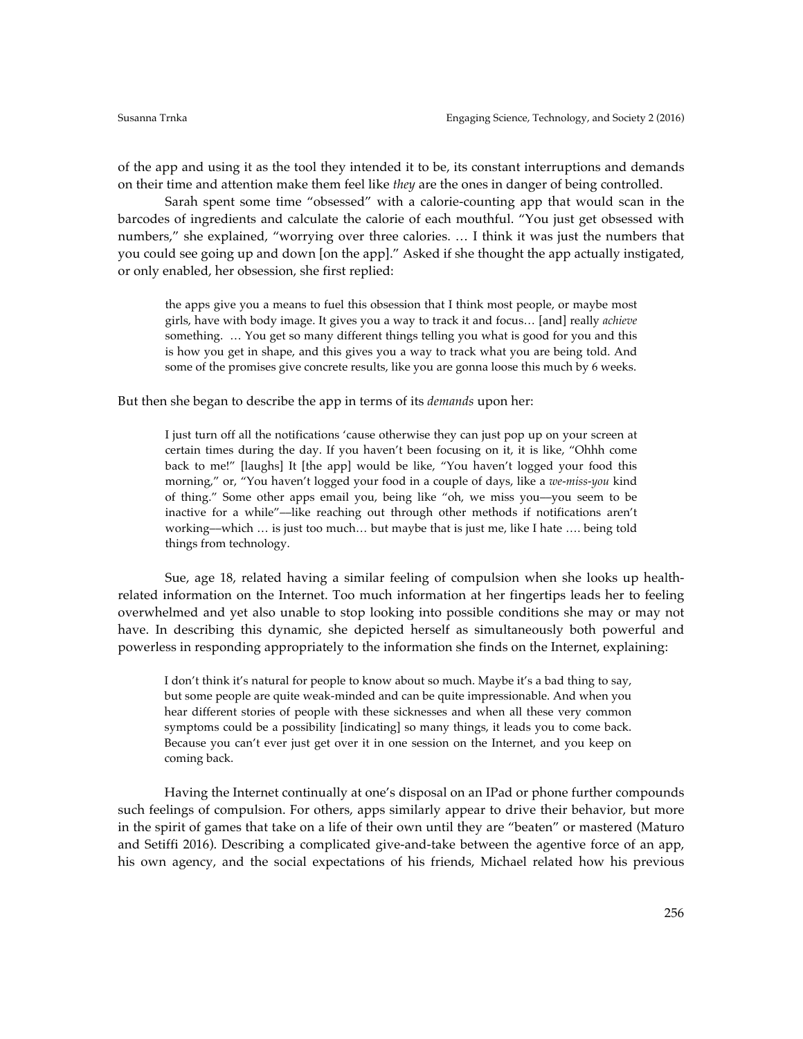of the app and using it as the tool they intended it to be, its constant interruptions and demands on their time and attention make them feel like *they* are the ones in danger of being controlled.

Sarah spent some time "obsessed" with a calorie-counting app that would scan in the barcodes of ingredients and calculate the calorie of each mouthful. "You just get obsessed with numbers," she explained, "worrying over three calories. … I think it was just the numbers that you could see going up and down [on the app]." Asked if she thought the app actually instigated, or only enabled, her obsession, she first replied:

> the apps give you a means to fuel this obsession that I think most people, or maybe most girls, have with body image. It gives you a way to track it and focus… [and] really *achieve* something. … You get so many different things telling you what is good for you and this is how you get in shape, and this gives you a way to track what you are being told. And some of the promises give concrete results, like you are gonna loose this much by 6 weeks.

But then she began to describe the app in terms of its *demands* upon her:

> I just turn off all the notifications 'cause otherwise they can just pop up on your screen at certain times during the day. If you haven't been focusing on it, it is like, "Ohhh come back to me!" [laughs] It [the app] would be like, "You haven't logged your food this morning," or, "You haven't logged your food in a couple of days, like a *we-miss-you* kind of thing." Some other apps email you, being like "oh, we miss you—you seem to be inactive for a while"—like reaching out through other methods if notifications aren't working—which … is just too much… but maybe that is just me, like I hate …. being told things from technology.

Sue, age 18, related having a similar feeling of compulsion when she looks up health-related information on the Internet. Too much information at her fingertips leads her to feeling overwhelmed and yet also unable to stop looking into possible conditions she may or may not have. In describing this dynamic, she depicted herself as simultaneously both powerful and powerless in responding appropriately to the information she finds on the Internet, explaining:

> I don't think it's natural for people to know about so much. Maybe it's a bad thing to say, but some people are quite weak-minded and can be quite impressionable. And when you hear different stories of people with these sicknesses and when all these very common symptoms could be a possibility [indicating] so many things, it leads you to come back. Because you can't ever just get over it in one session on the Internet, and you keep on coming back.

Having the Internet continually at one's disposal on an IPad or phone further compounds such feelings of compulsion. For others, apps similarly appear to drive their behavior, but more in the spirit of games that take on a life of their own until they are "beaten" or mastered (Maturo and Setiffi 2016). Describing a complicated give-and-take between the agentive force of an app, his own agency, and the social expectations of his friends, Michael related how his previous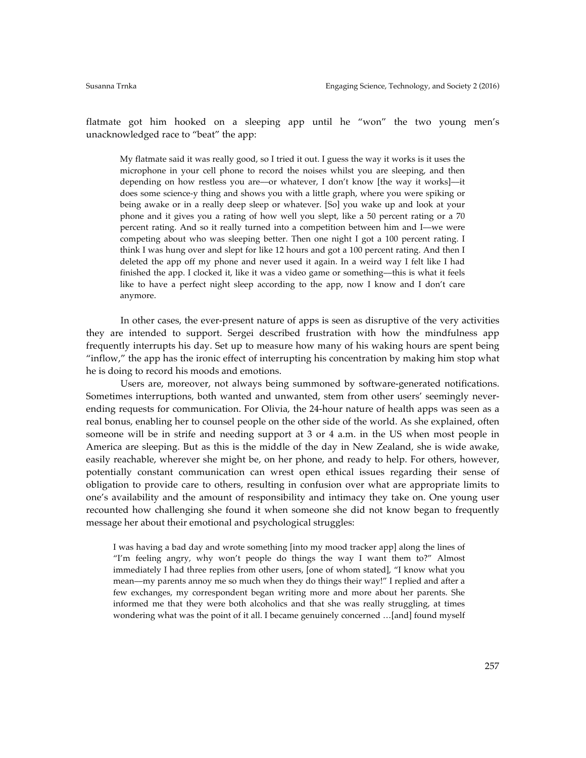flatmate got him hooked on a sleeping app until he "won" the two young men's unacknowledged race to "beat" the app:

> My flatmate said it was really good, so I tried it out. I guess the way it works is it uses the microphone in your cell phone to record the noises whilst you are sleeping, and then depending on how restless you are—or whatever, I don't know [the way it works]—it does some science-y thing and shows you with a little graph, where you were spiking or being awake or in a really deep sleep or whatever. [So] you wake up and look at your phone and it gives you a rating of how well you slept, like a 50 percent rating or a 70 percent rating. And so it really turned into a competition between him and I—we were competing about who was sleeping better. Then one night I got a 100 percent rating. I think I was hung over and slept for like 12 hours and got a 100 percent rating. And then I deleted the app off my phone and never used it again. In a weird way I felt like I had finished the app. I clocked it, like it was a video game or something—this is what it feels like to have a perfect night sleep according to the app, now I know and I don't care anymore.

In other cases, the ever-present nature of apps is seen as disruptive of the very activities they are intended to support. Sergei described frustration with how the mindfulness app frequently interrupts his day. Set up to measure how many of his waking hours are spent being "inflow," the app has the ironic effect of interrupting his concentration by making him stop what he is doing to record his moods and emotions.

Users are, moreover, not always being summoned by software-generated notifications. Sometimes interruptions, both wanted and unwanted, stem from other users' seemingly never-ending requests for communication. For Olivia, the 24-hour nature of health apps was seen as a real bonus, enabling her to counsel people on the other side of the world. As she explained, often someone will be in strife and needing support at 3 or 4 a.m. in the US when most people in America are sleeping. But as this is the middle of the day in New Zealand, she is wide awake, easily reachable, wherever she might be, on her phone, and ready to help. For others, however, potentially constant communication can wrest open ethical issues regarding their sense of obligation to provide care to others, resulting in confusion over what are appropriate limits to one's availability and the amount of responsibility and intimacy they take on. One young user recounted how challenging she found it when someone she did not know began to frequently message her about their emotional and psychological struggles:

> I was having a bad day and wrote something [into my mood tracker app] along the lines of "I'm feeling angry, why won't people do things the way I want them to?" Almost immediately I had three replies from other users, [one of whom stated], "I know what you mean—my parents annoy me so much when they do things their way!" I replied and after a few exchanges, my correspondent began writing more and more about her parents. She informed me that they were both alcoholics and that she was really struggling, at times wondering what was the point of it all. I became genuinely concerned …[and] found myself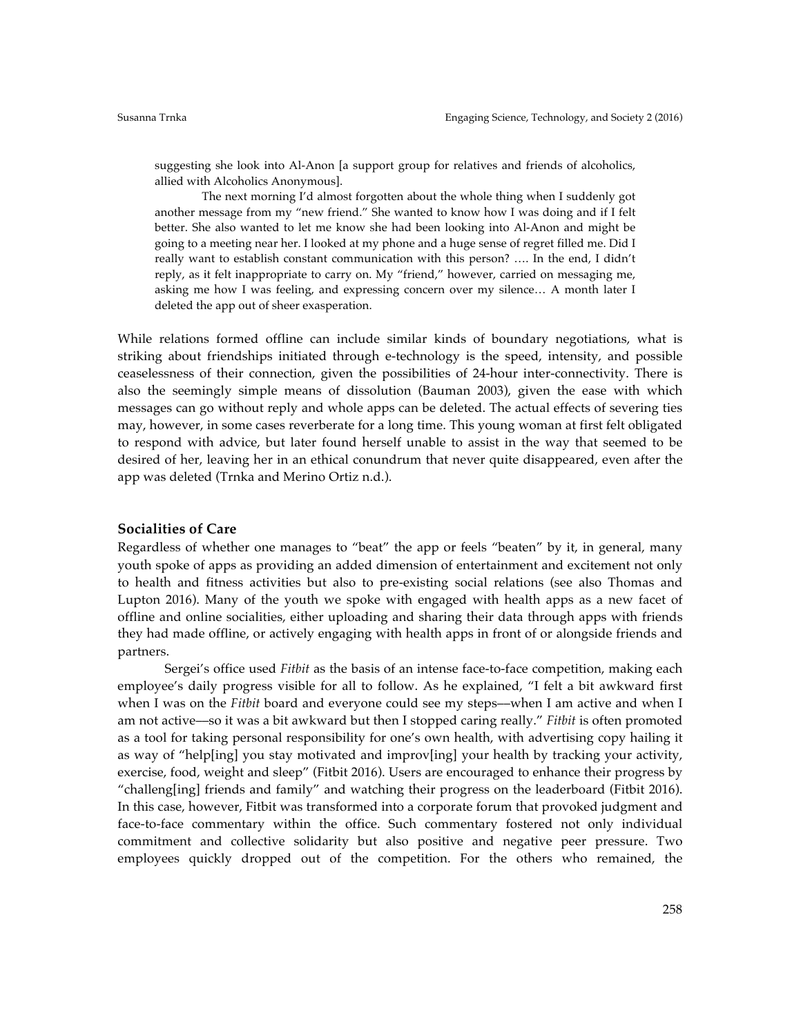> suggesting she look into Al-Anon [a support group for relatives and friends of alcoholics, allied with Alcoholics Anonymous].
>
> The next morning I'd almost forgotten about the whole thing when I suddenly got another message from my "new friend." She wanted to know how I was doing and if I felt better. She also wanted to let me know she had been looking into Al-Anon and might be going to a meeting near her. I looked at my phone and a huge sense of regret filled me. Did I really want to establish constant communication with this person? …. In the end, I didn't reply, as it felt inappropriate to carry on. My "friend," however, carried on messaging me, asking me how I was feeling, and expressing concern over my silence… A month later I deleted the app out of sheer exasperation.

While relations formed offline can include similar kinds of boundary negotiations, what is striking about friendships initiated through e-technology is the speed, intensity, and possible ceaselessness of their connection, given the possibilities of 24-hour inter-connectivity. There is also the seemingly simple means of dissolution (Bauman 2003), given the ease with which messages can go without reply and whole apps can be deleted. The actual effects of severing ties may, however, in some cases reverberate for a long time. This young woman at first felt obligated to respond with advice, but later found herself unable to assist in the way that seemed to be desired of her, leaving her in an ethical conundrum that never quite disappeared, even after the app was deleted (Trnka and Merino Ortiz n.d.).

### Socialities of Care

Regardless of whether one manages to "beat" the app or feels "beaten" by it, in general, many youth spoke of apps as providing an added dimension of entertainment and excitement not only to health and fitness activities but also to pre-existing social relations (see also Thomas and Lupton 2016). Many of the youth we spoke with engaged with health apps as a new facet of offline and online socialities, either uploading and sharing their data through apps with friends they had made offline, or actively engaging with health apps in front of or alongside friends and partners.

Sergei's office used *Fitbit* as the basis of an intense face-to-face competition, making each employee's daily progress visible for all to follow. As he explained, "I felt a bit awkward first when I was on the *Fitbit* board and everyone could see my steps—when I am active and when I am not active—so it was a bit awkward but then I stopped caring really." *Fitbit* is often promoted as a tool for taking personal responsibility for one's own health, with advertising copy hailing it as way of "help[ing] you stay motivated and improv[ing] your health by tracking your activity, exercise, food, weight and sleep" (Fitbit 2016). Users are encouraged to enhance their progress by "challeng[ing] friends and family" and watching their progress on the leaderboard (Fitbit 2016). In this case, however, Fitbit was transformed into a corporate forum that provoked judgment and face-to-face commentary within the office. Such commentary fostered not only individual commitment and collective solidarity but also positive and negative peer pressure. Two employees quickly dropped out of the competition. For the others who remained, the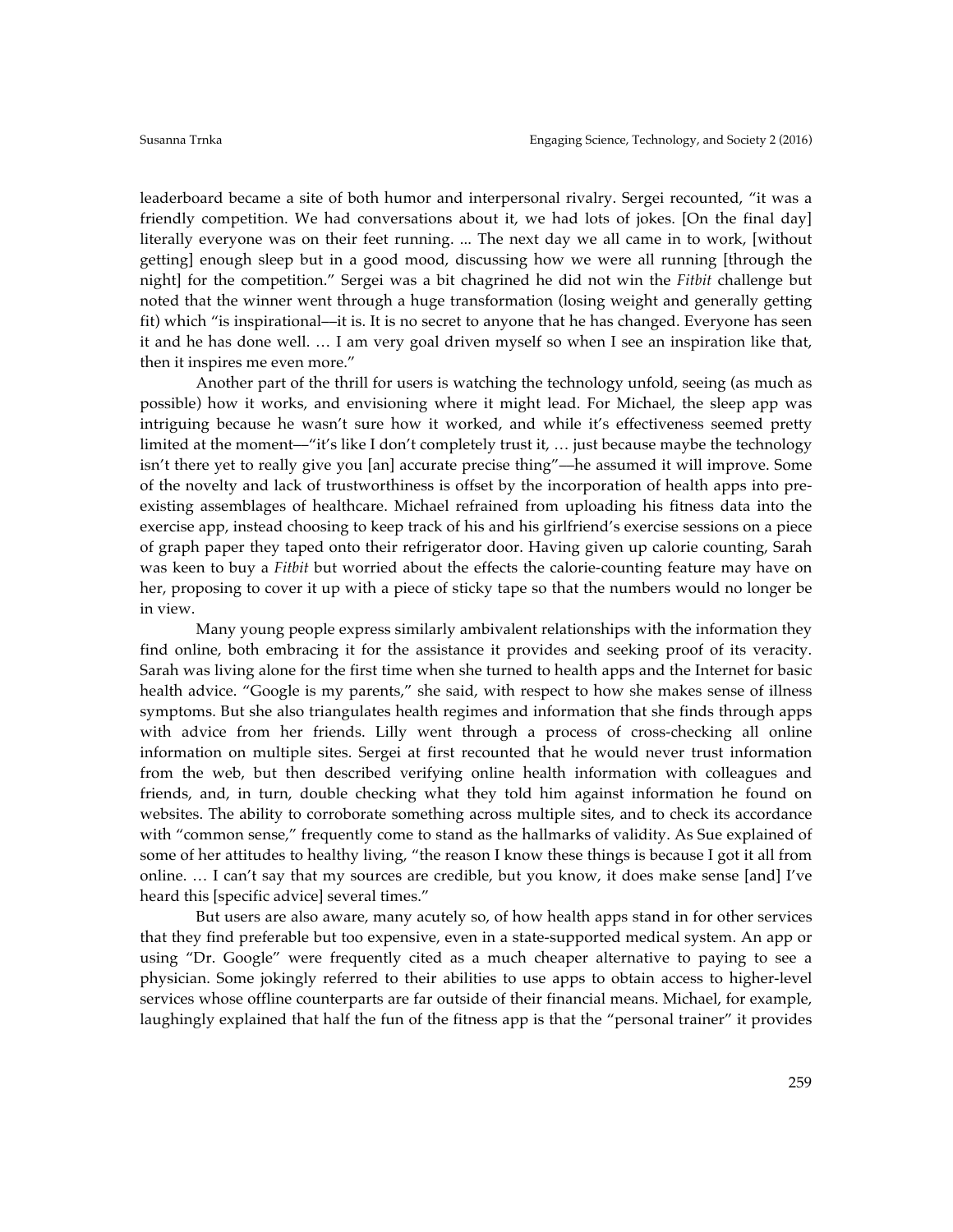leaderboard became a site of both humor and interpersonal rivalry. Sergei recounted, "it was a friendly competition. We had conversations about it, we had lots of jokes. [On the final day] literally everyone was on their feet running. ... The next day we all came in to work, [without getting] enough sleep but in a good mood, discussing how we were all running [through the night] for the competition." Sergei was a bit chagrined he did not win the *Fitbit* challenge but noted that the winner went through a huge transformation (losing weight and generally getting fit) which "is inspirational—it is. It is no secret to anyone that he has changed. Everyone has seen it and he has done well. … I am very goal driven myself so when I see an inspiration like that, then it inspires me even more."

Another part of the thrill for users is watching the technology unfold, seeing (as much as possible) how it works, and envisioning where it might lead. For Michael, the sleep app was intriguing because he wasn't sure how it worked, and while it's effectiveness seemed pretty limited at the moment—"it's like I don't completely trust it, … just because maybe the technology isn't there yet to really give you [an] accurate precise thing"—he assumed it will improve. Some of the novelty and lack of trustworthiness is offset by the incorporation of health apps into pre-existing assemblages of healthcare. Michael refrained from uploading his fitness data into the exercise app, instead choosing to keep track of his and his girlfriend's exercise sessions on a piece of graph paper they taped onto their refrigerator door. Having given up calorie counting, Sarah was keen to buy a *Fitbit* but worried about the effects the calorie-counting feature may have on her, proposing to cover it up with a piece of sticky tape so that the numbers would no longer be in view.

Many young people express similarly ambivalent relationships with the information they find online, both embracing it for the assistance it provides and seeking proof of its veracity. Sarah was living alone for the first time when she turned to health apps and the Internet for basic health advice. "Google is my parents," she said, with respect to how she makes sense of illness symptoms. But she also triangulates health regimes and information that she finds through apps with advice from her friends. Lilly went through a process of cross-checking all online information on multiple sites. Sergei at first recounted that he would never trust information from the web, but then described verifying online health information with colleagues and friends, and, in turn, double checking what they told him against information he found on websites. The ability to corroborate something across multiple sites, and to check its accordance with "common sense," frequently come to stand as the hallmarks of validity. As Sue explained of some of her attitudes to healthy living, "the reason I know these things is because I got it all from online. … I can't say that my sources are credible, but you know, it does make sense [and] I've heard this [specific advice] several times."

But users are also aware, many acutely so, of how health apps stand in for other services that they find preferable but too expensive, even in a state-supported medical system. An app or using "Dr. Google" were frequently cited as a much cheaper alternative to paying to see a physician. Some jokingly referred to their abilities to use apps to obtain access to higher-level services whose offline counterparts are far outside of their financial means. Michael, for example, laughingly explained that half the fun of the fitness app is that the "personal trainer" it provides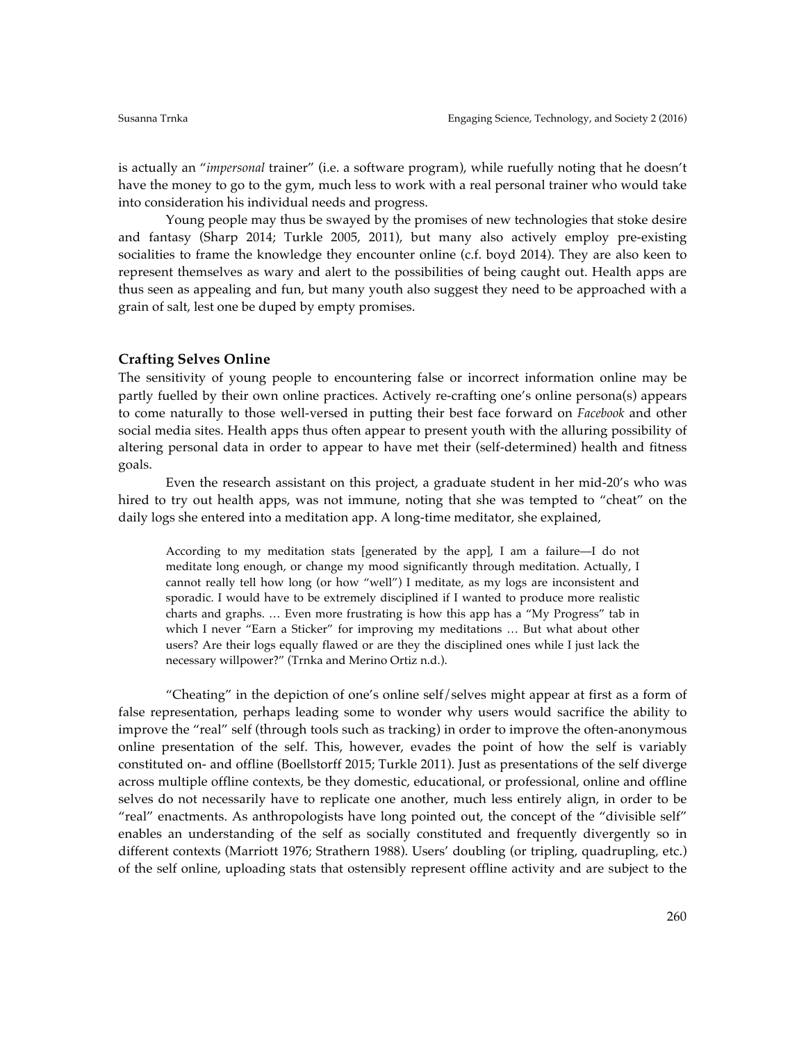is actually an "*impersonal* trainer" (i.e. a software program), while ruefully noting that he doesn't have the money to go to the gym, much less to work with a real personal trainer who would take into consideration his individual needs and progress.

Young people may thus be swayed by the promises of new technologies that stoke desire and fantasy (Sharp 2014; Turkle 2005, 2011), but many also actively employ pre-existing socialities to frame the knowledge they encounter online (c.f. boyd 2014). They are also keen to represent themselves as wary and alert to the possibilities of being caught out. Health apps are thus seen as appealing and fun, but many youth also suggest they need to be approached with a grain of salt, lest one be duped by empty promises.

## Crafting Selves Online

The sensitivity of young people to encountering false or incorrect information online may be partly fuelled by their own online practices. Actively re-crafting one's online persona(s) appears to come naturally to those well-versed in putting their best face forward on *Facebook* and other social media sites. Health apps thus often appear to present youth with the alluring possibility of altering personal data in order to appear to have met their (self-determined) health and fitness goals.

Even the research assistant on this project, a graduate student in her mid-20's who was hired to try out health apps, was not immune, noting that she was tempted to "cheat" on the daily logs she entered into a meditation app. A long-time meditator, she explained,

> According to my meditation stats [generated by the app], I am a failure—I do not meditate long enough, or change my mood significantly through meditation. Actually, I cannot really tell how long (or how "well") I meditate, as my logs are inconsistent and sporadic. I would have to be extremely disciplined if I wanted to produce more realistic charts and graphs. … Even more frustrating is how this app has a "My Progress" tab in which I never "Earn a Sticker" for improving my meditations … But what about other users? Are their logs equally flawed or are they the disciplined ones while I just lack the necessary willpower?" (Trnka and Merino Ortiz n.d.).

"Cheating" in the depiction of one's online self/selves might appear at first as a form of false representation, perhaps leading some to wonder why users would sacrifice the ability to improve the "real" self (through tools such as tracking) in order to improve the often-anonymous online presentation of the self. This, however, evades the point of how the self is variably constituted on- and offline (Boellstorff 2015; Turkle 2011). Just as presentations of the self diverge across multiple offline contexts, be they domestic, educational, or professional, online and offline selves do not necessarily have to replicate one another, much less entirely align, in order to be "real" enactments. As anthropologists have long pointed out, the concept of the "divisible self" enables an understanding of the self as socially constituted and frequently divergently so in different contexts (Marriott 1976; Strathern 1988). Users' doubling (or tripling, quadrupling, etc.) of the self online, uploading stats that ostensibly represent offline activity and are subject to the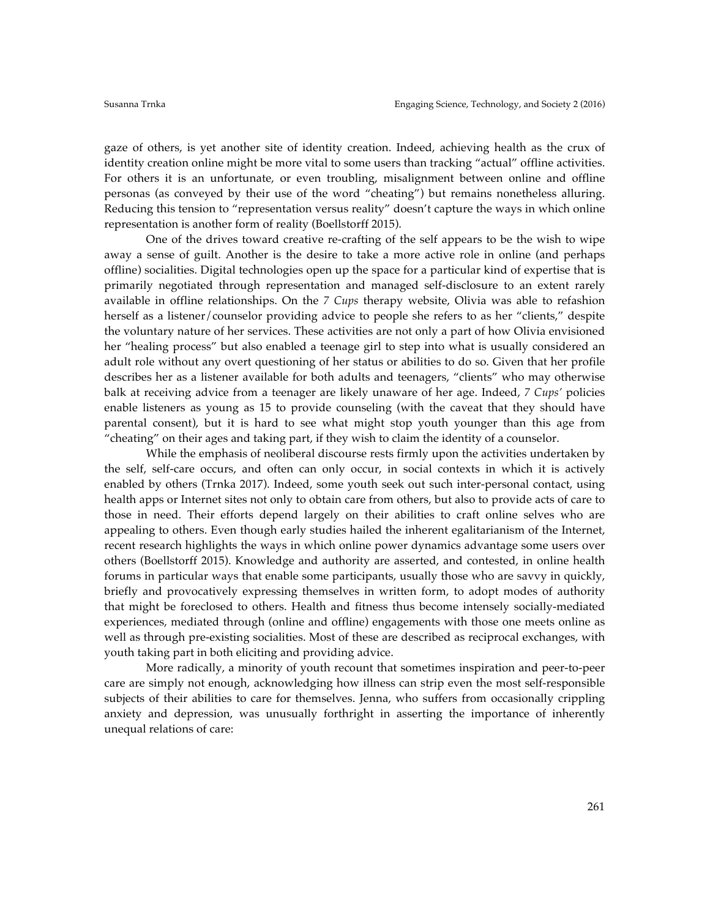gaze of others, is yet another site of identity creation. Indeed, achieving health as the crux of identity creation online might be more vital to some users than tracking "actual" offline activities. For others it is an unfortunate, or even troubling, misalignment between online and offline personas (as conveyed by their use of the word "cheating") but remains nonetheless alluring. Reducing this tension to "representation versus reality" doesn't capture the ways in which online representation is another form of reality (Boellstorff 2015).

One of the drives toward creative re-crafting of the self appears to be the wish to wipe away a sense of guilt. Another is the desire to take a more active role in online (and perhaps offline) socialities. Digital technologies open up the space for a particular kind of expertise that is primarily negotiated through representation and managed self-disclosure to an extent rarely available in offline relationships. On the *7 Cups* therapy website, Olivia was able to refashion herself as a listener/counselor providing advice to people she refers to as her "clients," despite the voluntary nature of her services. These activities are not only a part of how Olivia envisioned her "healing process" but also enabled a teenage girl to step into what is usually considered an adult role without any overt questioning of her status or abilities to do so. Given that her profile describes her as a listener available for both adults and teenagers, "clients" who may otherwise balk at receiving advice from a teenager are likely unaware of her age. Indeed, *7 Cups'* policies enable listeners as young as 15 to provide counseling (with the caveat that they should have parental consent), but it is hard to see what might stop youth younger than this age from "cheating" on their ages and taking part, if they wish to claim the identity of a counselor.

While the emphasis of neoliberal discourse rests firmly upon the activities undertaken by the self, self-care occurs, and often can only occur, in social contexts in which it is actively enabled by others (Trnka 2017). Indeed, some youth seek out such inter-personal contact, using health apps or Internet sites not only to obtain care from others, but also to provide acts of care to those in need. Their efforts depend largely on their abilities to craft online selves who are appealing to others. Even though early studies hailed the inherent egalitarianism of the Internet, recent research highlights the ways in which online power dynamics advantage some users over others (Boellstorff 2015). Knowledge and authority are asserted, and contested, in online health forums in particular ways that enable some participants, usually those who are savvy in quickly, briefly and provocatively expressing themselves in written form, to adopt modes of authority that might be foreclosed to others. Health and fitness thus become intensely socially-mediated experiences, mediated through (online and offline) engagements with those one meets online as well as through pre-existing socialities. Most of these are described as reciprocal exchanges, with youth taking part in both eliciting and providing advice.

More radically, a minority of youth recount that sometimes inspiration and peer-to-peer care are simply not enough, acknowledging how illness can strip even the most self-responsible subjects of their abilities to care for themselves. Jenna, who suffers from occasionally crippling anxiety and depression, was unusually forthright in asserting the importance of inherently unequal relations of care: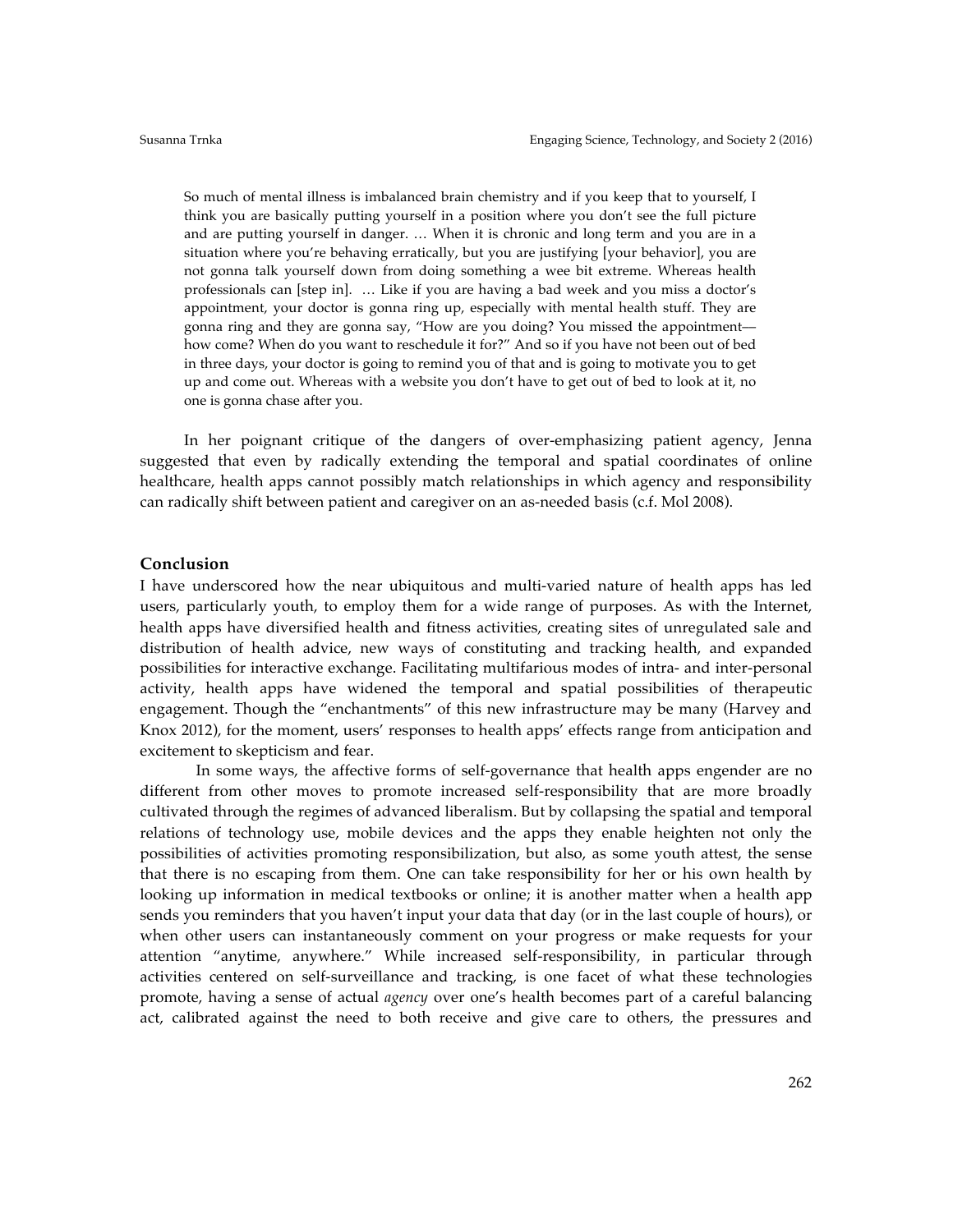> So much of mental illness is imbalanced brain chemistry and if you keep that to yourself, I think you are basically putting yourself in a position where you don't see the full picture and are putting yourself in danger. … When it is chronic and long term and you are in a situation where you're behaving erratically, but you are justifying [your behavior], you are not gonna talk yourself down from doing something a wee bit extreme. Whereas health professionals can [step in]. … Like if you are having a bad week and you miss a doctor's appointment, your doctor is gonna ring up, especially with mental health stuff. They are gonna ring and they are gonna say, "How are you doing? You missed the appointment—how come? When do you want to reschedule it for?" And so if you have not been out of bed in three days, your doctor is going to remind you of that and is going to motivate you to get up and come out. Whereas with a website you don't have to get out of bed to look at it, no one is gonna chase after you.

In her poignant critique of the dangers of over-emphasizing patient agency, Jenna suggested that even by radically extending the temporal and spatial coordinates of online healthcare, health apps cannot possibly match relationships in which agency and responsibility can radically shift between patient and caregiver on an as-needed basis (c.f. Mol 2008).

## Conclusion

I have underscored how the near ubiquitous and multi-varied nature of health apps has led users, particularly youth, to employ them for a wide range of purposes. As with the Internet, health apps have diversified health and fitness activities, creating sites of unregulated sale and distribution of health advice, new ways of constituting and tracking health, and expanded possibilities for interactive exchange. Facilitating multifarious modes of intra- and inter-personal activity, health apps have widened the temporal and spatial possibilities of therapeutic engagement. Though the "enchantments" of this new infrastructure may be many (Harvey and Knox 2012), for the moment, users' responses to health apps' effects range from anticipation and excitement to skepticism and fear.

In some ways, the affective forms of self-governance that health apps engender are no different from other moves to promote increased self-responsibility that are more broadly cultivated through the regimes of advanced liberalism. But by collapsing the spatial and temporal relations of technology use, mobile devices and the apps they enable heighten not only the possibilities of activities promoting responsibilization, but also, as some youth attest, the sense that there is no escaping from them. One can take responsibility for her or his own health by looking up information in medical textbooks or online; it is another matter when a health app sends you reminders that you haven't input your data that day (or in the last couple of hours), or when other users can instantaneously comment on your progress or make requests for your attention "anytime, anywhere." While increased self-responsibility, in particular through activities centered on self-surveillance and tracking, is one facet of what these technologies promote, having a sense of actual *agency* over one's health becomes part of a careful balancing act, calibrated against the need to both receive and give care to others, the pressures and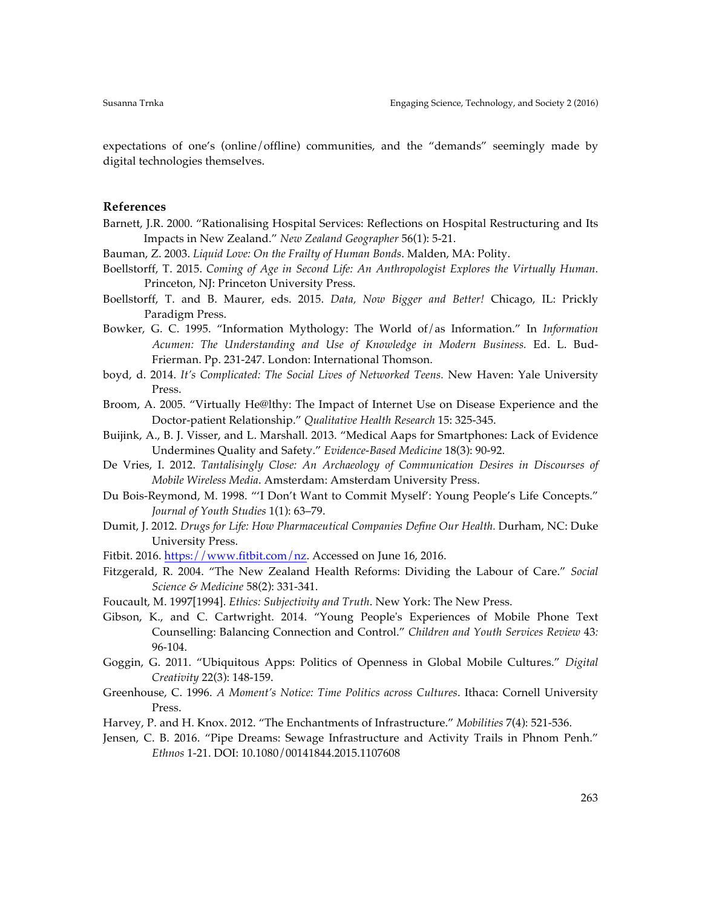expectations of one's (online/offline) communities, and the "demands" seemingly made by digital technologies themselves.

## References

Barnett, J.R. 2000. "Rationalising Hospital Services: Reflections on Hospital Restructuring and Its Impacts in New Zealand." *New Zealand Geographer* 56(1): 5-21.

Bauman, Z. 2003. *Liquid Love: On the Frailty of Human Bonds*. Malden, MA: Polity.

Boellstorff, T. 2015. *Coming of Age in Second Life: An Anthropologist Explores the Virtually Human*. Princeton, NJ: Princeton University Press.

Boellstorff, T. and B. Maurer, eds. 2015. *Data, Now Bigger and Better!* Chicago, IL: Prickly Paradigm Press.

Bowker, G. C. 1995. "Information Mythology: The World of/as Information." In *Information Acumen: The Understanding and Use of Knowledge in Modern Business.* Ed. L. Bud-Frierman. Pp. 231-247. London: International Thomson.

boyd, d. 2014. *It's Complicated: The Social Lives of Networked Teens.* New Haven: Yale University Press.

Broom, A. 2005. "Virtually He@lthy: The Impact of Internet Use on Disease Experience and the Doctor-patient Relationship." *Qualitative Health Research* 15: 325-345.

Buijink, A., B. J. Visser, and L. Marshall. 2013. "Medical Aaps for Smartphones: Lack of Evidence Undermines Quality and Safety." *Evidence-Based Medicine* 18(3): 90-92.

De Vries, I. 2012. *Tantalisingly Close: An Archaeology of Communication Desires in Discourses of Mobile Wireless Media*. Amsterdam: Amsterdam University Press.

Du Bois-Reymond, M. 1998. "'I Don't Want to Commit Myself': Young People's Life Concepts." *Journal of Youth Studies* 1(1): 63–79.

Dumit, J. 2012. *Drugs for Life: How Pharmaceutical Companies Define Our Health.* Durham, NC: Duke University Press.

Fitbit. 2016. https://www.fitbit.com/nz. Accessed on June 16, 2016.

Fitzgerald, R. 2004. "The New Zealand Health Reforms: Dividing the Labour of Care." *Social Science & Medicine* 58(2): 331-341.

Foucault, M. 1997[1994]. *Ethics: Subjectivity and Truth*. New York: The New Press.

Gibson, K., and C. Cartwright. 2014. "Young People's Experiences of Mobile Phone Text Counselling: Balancing Connection and Control." *Children and Youth Services Review* 43*:* 96-104.

Goggin, G. 2011. "Ubiquitous Apps: Politics of Openness in Global Mobile Cultures." *Digital Creativity* 22(3): 148-159.

Greenhouse, C. 1996. *A Moment's Notice: Time Politics across Cultures*. Ithaca: Cornell University Press.

Harvey, P. and H. Knox. 2012. "The Enchantments of Infrastructure." *Mobilities* 7(4): 521-536.

Jensen, C. B. 2016. "Pipe Dreams: Sewage Infrastructure and Activity Trails in Phnom Penh." *Ethnos* 1-21. DOI: 10.1080/00141844.2015.1107608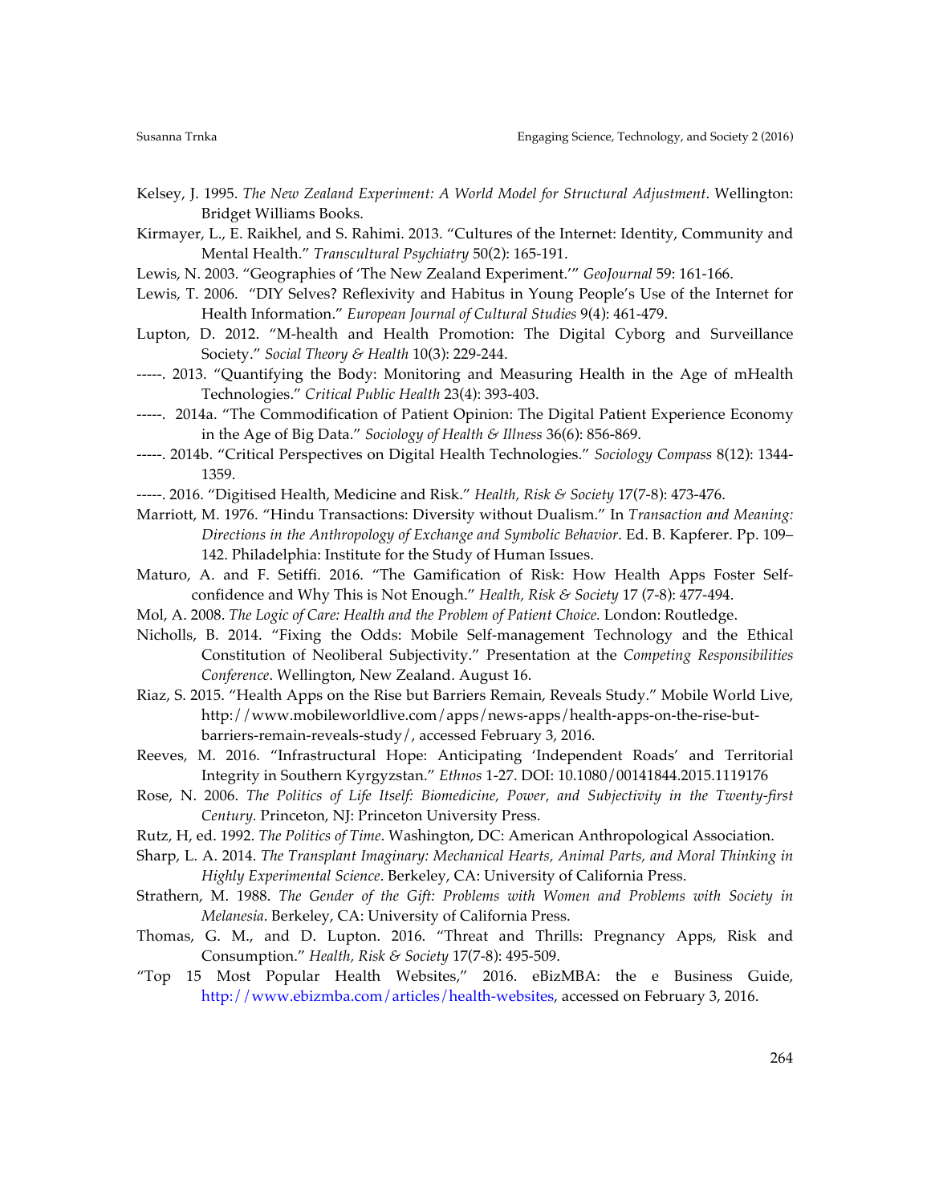Kelsey, J. 1995. *The New Zealand Experiment: A World Model for Structural Adjustment*. Wellington: Bridget Williams Books.

Kirmayer, L., E. Raikhel, and S. Rahimi. 2013. "Cultures of the Internet: Identity, Community and Mental Health." *Transcultural Psychiatry* 50(2): 165-191.

Lewis, N. 2003. "Geographies of 'The New Zealand Experiment.'" *GeoJournal* 59: 161-166.

Lewis, T. 2006. "DIY Selves? Reflexivity and Habitus in Young People's Use of the Internet for Health Information." *European Journal of Cultural Studies* 9(4): 461-479.

Lupton, D. 2012. "M-health and Health Promotion: The Digital Cyborg and Surveillance Society." *Social Theory & Health* 10(3): 229-244.

-----. 2013. "Quantifying the Body: Monitoring and Measuring Health in the Age of mHealth Technologies." *Critical Public Health* 23(4): 393-403.

-----. 2014a. "The Commodification of Patient Opinion: The Digital Patient Experience Economy in the Age of Big Data." *Sociology of Health & Illness* 36(6): 856-869.

-----. 2014b. "Critical Perspectives on Digital Health Technologies." *Sociology Compass* 8(12): 1344-1359.

-----. 2016. "Digitised Health, Medicine and Risk." *Health, Risk & Society* 17(7-8): 473-476.

Marriott, M. 1976. "Hindu Transactions: Diversity without Dualism." In *Transaction and Meaning: Directions in the Anthropology of Exchange and Symbolic Behavior*. Ed. B. Kapferer. Pp. 109–142. Philadelphia: Institute for the Study of Human Issues.

Maturo, A. and F. Setiffi. 2016. "The Gamification of Risk: How Health Apps Foster Self-confidence and Why This is Not Enough." *Health, Risk & Society* 17 (7-8): 477-494.

Mol, A. 2008. *The Logic of Care: Health and the Problem of Patient Choice.* London: Routledge.

Nicholls, B. 2014. "Fixing the Odds: Mobile Self-management Technology and the Ethical Constitution of Neoliberal Subjectivity." Presentation at the *Competing Responsibilities Conference*. Wellington, New Zealand. August 16.

Riaz, S. 2015. "Health Apps on the Rise but Barriers Remain, Reveals Study." Mobile World Live, http://www.mobileworldlive.com/apps/news-apps/health-apps-on-the-rise-but-barriers-remain-reveals-study/, accessed February 3, 2016.

Reeves, M. 2016. "Infrastructural Hope: Anticipating 'Independent Roads' and Territorial Integrity in Southern Kyrgyzstan." *Ethnos* 1-27. DOI: 10.1080/00141844.2015.1119176

Rose, N. 2006. *The Politics of Life Itself: Biomedicine, Power, and Subjectivity in the Twenty-first Century.* Princeton, NJ: Princeton University Press.

Rutz, H, ed. 1992. *The Politics of Time*. Washington, DC: American Anthropological Association.

Sharp, L. A. 2014. *The Transplant Imaginary: Mechanical Hearts, Animal Parts, and Moral Thinking in Highly Experimental Science*. Berkeley, CA: University of California Press.

Strathern, M. 1988. *The Gender of the Gift: Problems with Women and Problems with Society in Melanesia*. Berkeley, CA: University of California Press.

Thomas, G. M., and D. Lupton. 2016. "Threat and Thrills: Pregnancy Apps, Risk and Consumption." *Health, Risk & Society* 17(7-8): 495-509.

"Top 15 Most Popular Health Websites," 2016. eBizMBA: the e Business Guide, http://www.ebizmba.com/articles/health-websites, accessed on February 3, 2016.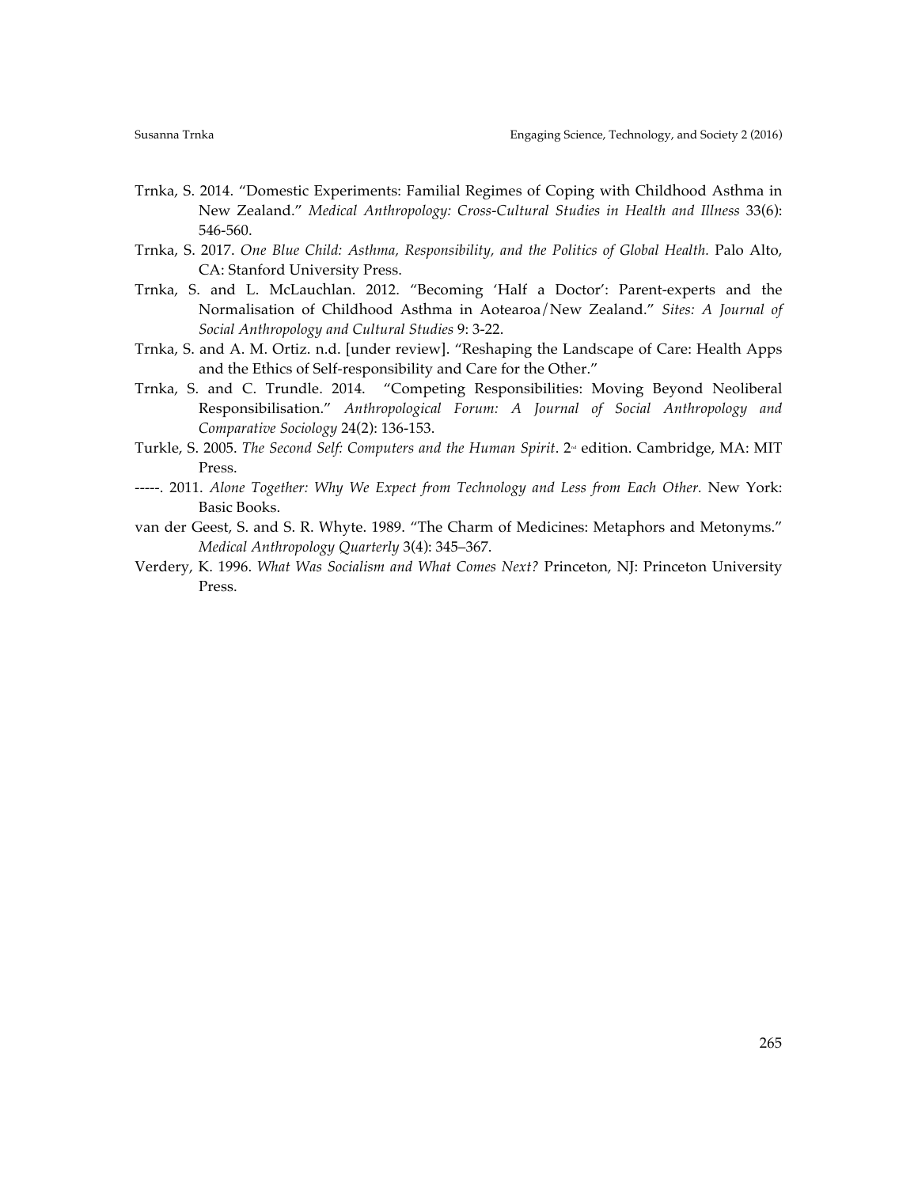Trnka, S. 2014. "Domestic Experiments: Familial Regimes of Coping with Childhood Asthma in New Zealand." *Medical Anthropology: Cross-Cultural Studies in Health and Illness* 33(6): 546-560.

Trnka, S. 2017. *One Blue Child: Asthma, Responsibility, and the Politics of Global Health.* Palo Alto, CA: Stanford University Press.

Trnka, S. and L. McLauchlan. 2012. "Becoming 'Half a Doctor': Parent-experts and the Normalisation of Childhood Asthma in Aotearoa/New Zealand." *Sites: A Journal of Social Anthropology and Cultural Studies* 9: 3-22.

Trnka, S. and A. M. Ortiz. n.d. [under review]. "Reshaping the Landscape of Care: Health Apps and the Ethics of Self-responsibility and Care for the Other."

Trnka, S. and C. Trundle. 2014. "Competing Responsibilities: Moving Beyond Neoliberal Responsibilisation." *Anthropological Forum: A Journal of Social Anthropology and Comparative Sociology* 24(2): 136-153.

Turkle, S. 2005. *The Second Self: Computers and the Human Spirit*. 2nd edition. Cambridge, MA: MIT Press.

-----. 2011. *Alone Together: Why We Expect from Technology and Less from Each Other*. New York: Basic Books.

van der Geest, S. and S. R. Whyte. 1989. "The Charm of Medicines: Metaphors and Metonyms." *Medical Anthropology Quarterly* 3(4): 345–367.

Verdery, K. 1996. *What Was Socialism and What Comes Next?* Princeton, NJ: Princeton University Press.